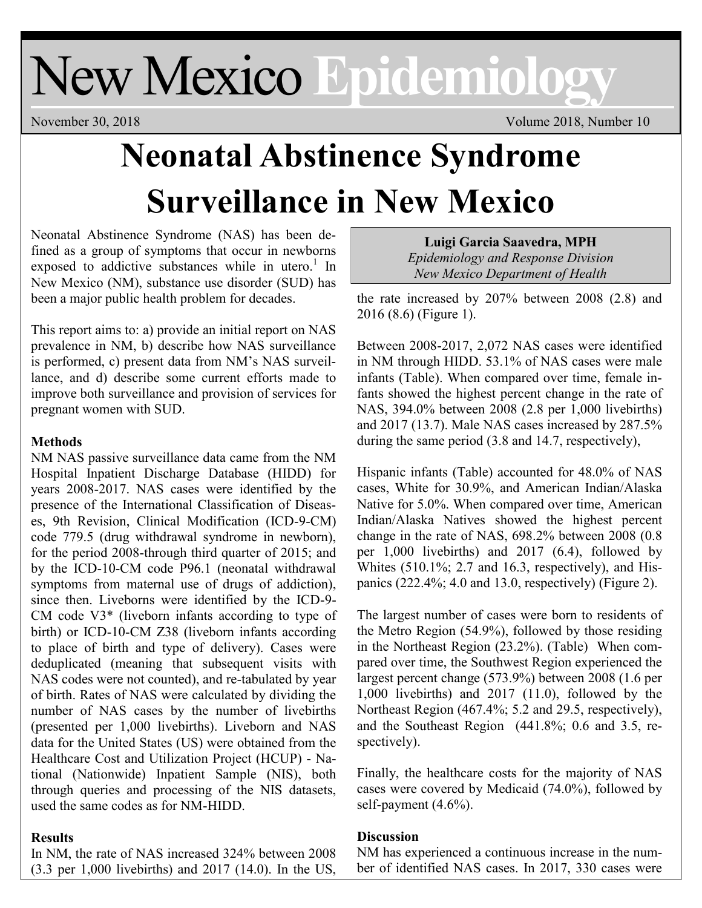# New Mexico Epidemiology

November 30, 2018 Volume 2018, Number 10

# Neonatal Abstinence Syndrome Surveillance in New Mexico

**Luigi Garcia Saavedra, MPH**
*Epidemiology and Response Division*
*New Mexico Department of Health*

Neonatal Abstinence Syndrome (NAS) has been defined as a group of symptoms that occur in newborns exposed to addictive substances while in utero.[1] In New Mexico (NM), substance use disorder (SUD) has been a major public health problem for decades.

This report aims to: a) provide an initial report on NAS prevalence in NM, b) describe how NAS surveillance is performed, c) present data from NM's NAS surveillance, and d) describe some current efforts made to improve both surveillance and provision of services for pregnant women with SUD.

### Methods

NM NAS passive surveillance data came from the NM Hospital Inpatient Discharge Database (HIDD) for years 2008-2017. NAS cases were identified by the presence of the International Classification of Diseases, 9th Revision, Clinical Modification (ICD-9-CM) code 779.5 (drug withdrawal syndrome in newborn), for the period 2008-through third quarter of 2015; and by the ICD-10-CM code P96.1 (neonatal withdrawal symptoms from maternal use of drugs of addiction), since then. Liveborns were identified by the ICD-9-CM code V3* (liveborn infants according to type of birth) or ICD-10-CM Z38 (liveborn infants according to place of birth and type of delivery). Cases were deduplicated (meaning that subsequent visits with NAS codes were not counted), and re-tabulated by year of birth. Rates of NAS were calculated by dividing the number of NAS cases by the number of livebirths (presented per 1,000 livebirths). Liveborn and NAS data for the United States (US) were obtained from the Healthcare Cost and Utilization Project (HCUP) - National (Nationwide) Inpatient Sample (NIS), both through queries and processing of the NIS datasets, used the same codes as for NM-HIDD.

### Results

In NM, the rate of NAS increased 324% between 2008 (3.3 per 1,000 livebirths) and 2017 (14.0). In the US, the rate increased by 207% between 2008 (2.8) and 2016 (8.6) (Figure 1).

Between 2008-2017, 2,072 NAS cases were identified in NM through HIDD. 53.1% of NAS cases were male infants (Table). When compared over time, female infants showed the highest percent change in the rate of NAS, 394.0% between 2008 (2.8 per 1,000 livebirths) and 2017 (13.7). Male NAS cases increased by 287.5% during the same period (3.8 and 14.7, respectively),

Hispanic infants (Table) accounted for 48.0% of NAS cases, White for 30.9%, and American Indian/Alaska Native for 5.0%. When compared over time, American Indian/Alaska Natives showed the highest percent change in the rate of NAS, 698.2% between 2008 (0.8 per 1,000 livebirths) and 2017 (6.4), followed by Whites (510.1%; 2.7 and 16.3, respectively), and Hispanics (222.4%; 4.0 and 13.0, respectively) (Figure 2).

The largest number of cases were born to residents of the Metro Region (54.9%), followed by those residing in the Northeast Region (23.2%). (Table) When compared over time, the Southwest Region experienced the largest percent change (573.9%) between 2008 (1.6 per 1,000 livebirths) and 2017 (11.0), followed by the Northeast Region (467.4%; 5.2 and 29.5, respectively), and the Southeast Region (441.8%; 0.6 and 3.5, respectively).

Finally, the healthcare costs for the majority of NAS cases were covered by Medicaid (74.0%), followed by self-payment (4.6%).

### Discussion

NM has experienced a continuous increase in the number of identified NAS cases. In 2017, 330 cases were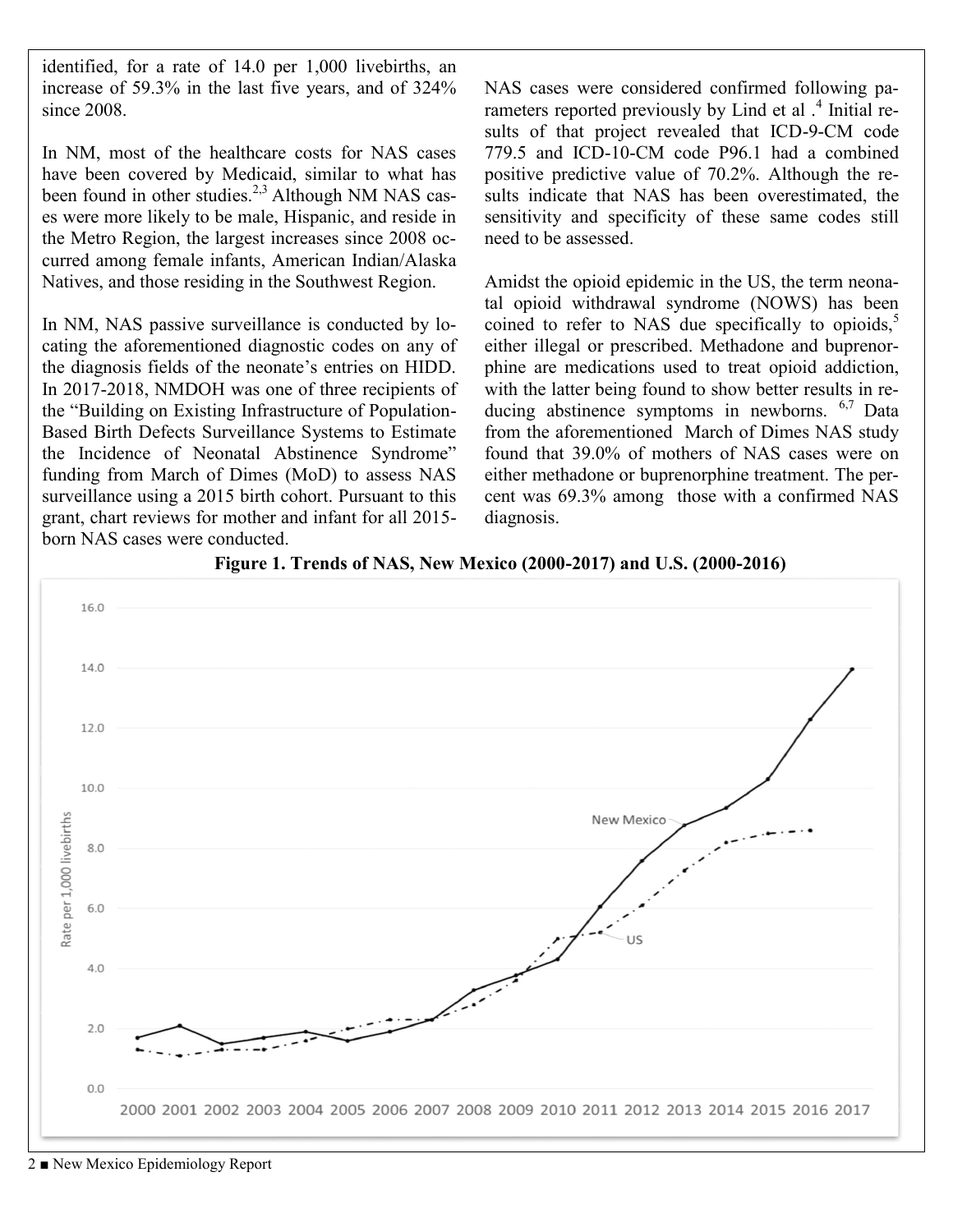identified, for a rate of 14.0 per 1,000 livebirths, an increase of 59.3% in the last five years, and of 324% since 2008.

In NM, most of the healthcare costs for NAS cases have been covered by Medicaid, similar to what has been found in other studies.[2,3] Although NM NAS cases were more likely to be male, Hispanic, and reside in the Metro Region, the largest increases since 2008 occurred among female infants, American Indian/Alaska Natives, and those residing in the Southwest Region.

In NM, NAS passive surveillance is conducted by locating the aforementioned diagnostic codes on any of the diagnosis fields of the neonate's entries on HIDD. In 2017-2018, NMDOH was one of three recipients of the "Building on Existing Infrastructure of Population-Based Birth Defects Surveillance Systems to Estimate the Incidence of Neonatal Abstinence Syndrome" funding from March of Dimes (MoD) to assess NAS surveillance using a 2015 birth cohort. Pursuant to this grant, chart reviews for mother and infant for all 2015-born NAS cases were conducted.

NAS cases were considered confirmed following parameters reported previously by Lind et al.[4] Initial results of that project revealed that ICD-9-CM code 779.5 and ICD-10-CM code P96.1 had a combined positive predictive value of 70.2%. Although the results indicate that NAS has been overestimated, the sensitivity and specificity of these same codes still need to be assessed.

Amidst the opioid epidemic in the US, the term neonatal opioid withdrawal syndrome (NOWS) has been coined to refer to NAS due specifically to opioids,[5] either illegal or prescribed. Methadone and buprenorphine are medications used to treat opioid addiction, with the latter being found to show better results in reducing abstinence symptoms in newborns.[6,7] Data from the aforementioned March of Dimes NAS study found that 39.0% of mothers of NAS cases were on either methadone or buprenorphine treatment. The percent was 69.3% among those with a confirmed NAS diagnosis.

**Figure 1. Trends of NAS, New Mexico (2000-2017) and U.S. (2000-2016)**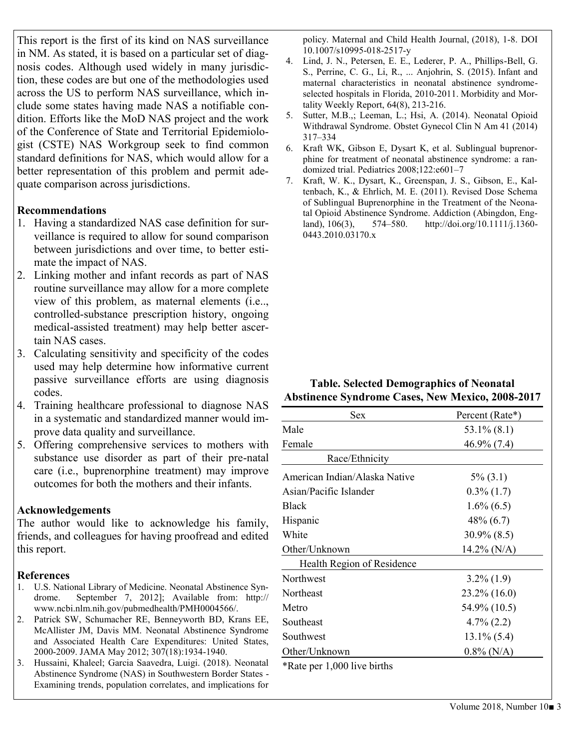This report is the first of its kind on NAS surveillance in NM. As stated, it is based on a particular set of diagnosis codes. Although used widely in many jurisdiction, these codes are but one of the methodologies used across the US to perform NAS surveillance, which include some states having made NAS a notifiable condition. Efforts like the MoD NAS project and the work of the Conference of State and Territorial Epidemiologist (CSTE) NAS Workgroup seek to find common standard definitions for NAS, which would allow for a better representation of this problem and permit adequate comparison across jurisdictions.

### Recommendations

1. Having a standardized NAS case definition for surveillance is required to allow for sound comparison between jurisdictions and over time, to better estimate the impact of NAS.
2. Linking mother and infant records as part of NAS routine surveillance may allow for a more complete view of this problem, as maternal elements (i.e.., controlled-substance prescription history, ongoing medical-assisted treatment) may help better ascertain NAS cases.
3. Calculating sensitivity and specificity of the codes used may help determine how informative current passive surveillance efforts are using diagnosis codes.
4. Training healthcare professional to diagnose NAS in a systematic and standardized manner would improve data quality and surveillance.
5. Offering comprehensive services to mothers with substance use disorder as part of their pre-natal care (i.e., buprenorphine treatment) may improve outcomes for both the mothers and their infants.

### Acknowledgements

The author would like to acknowledge his family, friends, and colleagues for having proofread and edited this report.

### References

1. U.S. National Library of Medicine. Neonatal Abstinence Syndrome. September 7, 2012]; Available from: http://www.ncbi.nlm.nih.gov/pubmedhealth/PMH0004566/.
2. Patrick SW, Schumacher RE, Benneyworth BD, Krans EE, McAllister JM, Davis MM. Neonatal Abstinence Syndrome and Associated Health Care Expenditures: United States, 2000-2009. JAMA May 2012; 307(18):1934-1940.
3. Hussaini, Khaleel; Garcia Saavedra, Luigi. (2018). Neonatal Abstinence Syndrome (NAS) in Southwestern Border States - Examining trends, population correlates, and implications for policy. Maternal and Child Health Journal, (2018), 1-8. DOI 10.1007/s10995-018-2517-y
4. Lind, J. N., Petersen, E. E., Lederer, P. A., Phillips-Bell, G. S., Perrine, C. G., Li, R., ... Anjohrin, S. (2015). Infant and maternal characteristics in neonatal abstinence syndrome-selected hospitals in Florida, 2010-2011. Morbidity and Mortality Weekly Report, 64(8), 213-216.
5. Sutter, M.B.,; Leeman, L.; Hsi, A. (2014). Neonatal Opioid Withdrawal Syndrome. Obstet Gynecol Clin N Am 41 (2014) 317–334
6. Kraft WK, Gibson E, Dysart K, et al. Sublingual buprenorphine for treatment of neonatal abstinence syndrome: a randomized trial. Pediatrics 2008;122:e601–7
7. Kraft, W. K., Dysart, K., Greenspan, J. S., Gibson, E., Kaltenbach, K., & Ehrlich, M. E. (2011). Revised Dose Schema of Sublingual Buprenorphine in the Treatment of the Neonatal Opioid Abstinence Syndrome. Addiction (Abingdon, England), 106(3), 574–580. http://doi.org/10.1111/j.1360-0443.2010.03170.x

**Table. Selected Demographics of Neonatal Abstinence Syndrome Cases, New Mexico, 2008-2017**

| Sex | Percent (Rate*) |
|---|---|
| Male | 53.1% (8.1) |
| Female | 46.9% (7.4) |
| **Race/Ethnicity** | |
| American Indian/Alaska Native | 5% (3.1) |
| Asian/Pacific Islander | 0.3% (1.7) |
| Black | 1.6% (6.5) |
| Hispanic | 48% (6.7) |
| White | 30.9% (8.5) |
| Other/Unknown | 14.2% (N/A) |
| **Health Region of Residence** | |
| Northwest | 3.2% (1.9) |
| Northeast | 23.2% (16.0) |
| Metro | 54.9% (10.5) |
| Southeast | 4.7% (2.2) |
| Southwest | 13.1% (5.4) |
| Other/Unknown | 0.8% (N/A) |

*Rate per 1,000 live births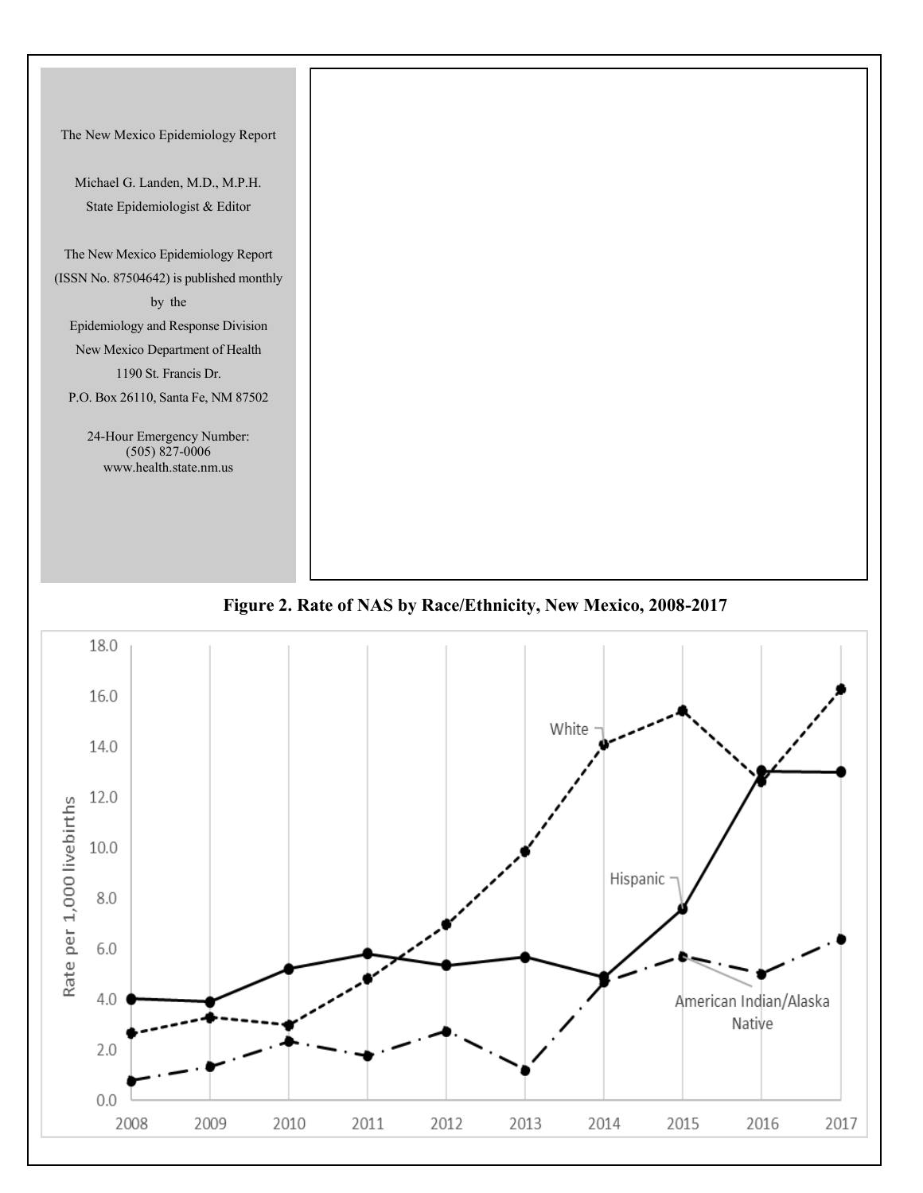The New Mexico Epidemiology Report

Michael G. Landen, M.D., M.P.H.
State Epidemiologist & Editor

The New Mexico Epidemiology Report (ISSN No. 87504642) is published monthly by the Epidemiology and Response Division
New Mexico Department of Health
1190 St. Francis Dr.
P.O. Box 26110, Santa Fe, NM 87502

24-Hour Emergency Number:
(505) 827-0006
www.health.state.nm.us

**Figure 2. Rate of NAS by Race/Ethnicity, New Mexico, 2008-2017**

Rate per 1,000 livebirths

18.0
16.0
14.0
12.0
10.0
8.0
6.0
4.0
2.0
0.0

2008 2009 2010 2011 2012 2013 2014 2015 2016 2017

White

Hispanic

American Indian/Alaska Native